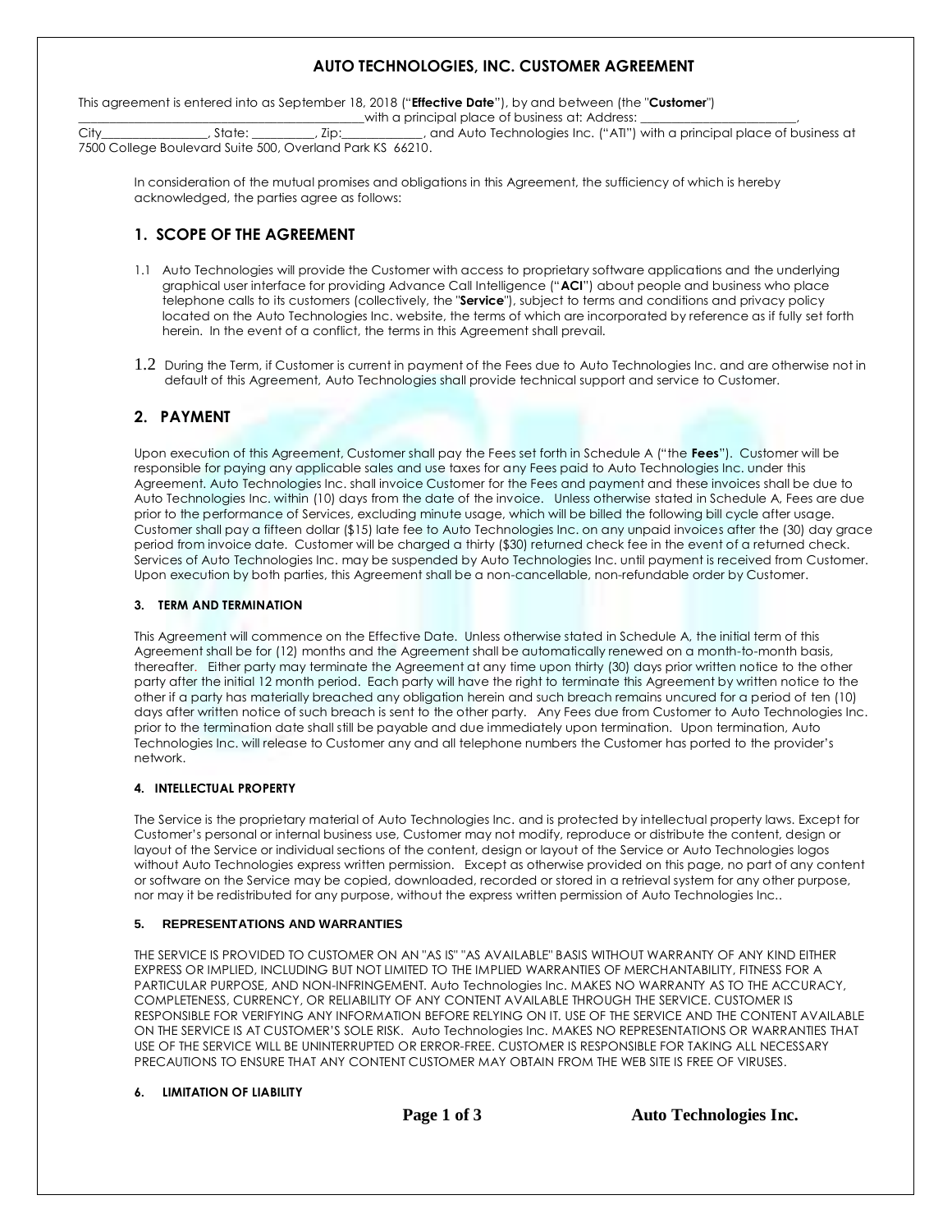# AUTO TECHNOLOGIES, INC. CUSTOMER AGREEMENT

This agreement is entered into as September 18, 2018 ("**Effective Date**"), by and between (the "**Customer**") ____________________________________________with a principal place of business at: Address: _________________________, City________________, State: __________, Zip:____________, and Auto Technologies Inc. ("ATI") with a principal place of business at 7500 College Boulevard Suite 500, Overland Park KS 66210.

In consideration of the mutual promises and obligations in this Agreement, the sufficiency of which is hereby acknowledged, the parties agree as follows:

## 1. SCOPE OF THE AGREEMENT

1.1 Auto Technologies will provide the Customer with access to proprietary software applications and the underlying graphical user interface for providing Advance Call Intelligence ("**ACI**") about people and business who place telephone calls to its customers (collectively, the "**Service**"), subject to terms and conditions and privacy policy located on the Auto Technologies Inc. website, the terms of which are incorporated by reference as if fully set forth herein. In the event of a conflict, the terms in this Agreement shall prevail.

1.2 During the Term, if Customer is current in payment of the Fees due to Auto Technologies Inc. and are otherwise not in default of this Agreement, Auto Technologies shall provide technical support and service to Customer.

## 2. PAYMENT

Upon execution of this Agreement, Customer shall pay the Fees set forth in Schedule A ("the **Fees**"). Customer will be responsible for paying any applicable sales and use taxes for any Fees paid to Auto Technologies Inc. under this Agreement. Auto Technologies Inc. shall invoice Customer for the Fees and payment and these invoices shall be due to Auto Technologies Inc. within (10) days from the date of the invoice. Unless otherwise stated in Schedule A, Fees are due prior to the performance of Services, excluding minute usage, which will be billed the following bill cycle after usage. Customer shall pay a fifteen dollar ($15) late fee to Auto Technologies Inc. on any unpaid invoices after the (30) day grace period from invoice date. Customer will be charged a thirty ($30) returned check fee in the event of a returned check. Services of Auto Technologies Inc. may be suspended by Auto Technologies Inc. until payment is received from Customer. Upon execution by both parties, this Agreement shall be a non-cancellable, non-refundable order by Customer.

### 3. TERM AND TERMINATION

This Agreement will commence on the Effective Date. Unless otherwise stated in Schedule A, the initial term of this Agreement shall be for (12) months and the Agreement shall be automatically renewed on a month-to-month basis, thereafter. Either party may terminate the Agreement at any time upon thirty (30) days prior written notice to the other party after the initial 12 month period. Each party will have the right to terminate this Agreement by written notice to the other if a party has materially breached any obligation herein and such breach remains uncured for a period of ten (10) days after written notice of such breach is sent to the other party. Any Fees due from Customer to Auto Technologies Inc. prior to the termination date shall still be payable and due immediately upon termination. Upon termination, Auto Technologies Inc. will release to Customer any and all telephone numbers the Customer has ported to the provider's network.

### 4. INTELLECTUAL PROPERTY

The Service is the proprietary material of Auto Technologies Inc. and is protected by intellectual property laws. Except for Customer's personal or internal business use, Customer may not modify, reproduce or distribute the content, design or layout of the Service or individual sections of the content, design or layout of the Service or Auto Technologies logos without Auto Technologies express written permission. Except as otherwise provided on this page, no part of any content or software on the Service may be copied, downloaded, recorded or stored in a retrieval system for any other purpose, nor may it be redistributed for any purpose, without the express written permission of Auto Technologies Inc..

### 5. REPRESENTATIONS AND WARRANTIES

THE SERVICE IS PROVIDED TO CUSTOMER ON AN "AS IS" "AS AVAILABLE" BASIS WITHOUT WARRANTY OF ANY KIND EITHER EXPRESS OR IMPLIED, INCLUDING BUT NOT LIMITED TO THE IMPLIED WARRANTIES OF MERCHANTABILITY, FITNESS FOR A PARTICULAR PURPOSE, AND NON-INFRINGEMENT. Auto Technologies Inc. MAKES NO WARRANTY AS TO THE ACCURACY, COMPLETENESS, CURRENCY, OR RELIABILITY OF ANY CONTENT AVAILABLE THROUGH THE SERVICE. CUSTOMER IS RESPONSIBLE FOR VERIFYING ANY INFORMATION BEFORE RELYING ON IT. USE OF THE SERVICE AND THE CONTENT AVAILABLE ON THE SERVICE IS AT CUSTOMER'S SOLE RISK. Auto Technologies Inc. MAKES NO REPRESENTATIONS OR WARRANTIES THAT USE OF THE SERVICE WILL BE UNINTERRUPTED OR ERROR-FREE. CUSTOMER IS RESPONSIBLE FOR TAKING ALL NECESSARY PRECAUTIONS TO ENSURE THAT ANY CONTENT CUSTOMER MAY OBTAIN FROM THE WEB SITE IS FREE OF VIRUSES.

### 6. LIMITATION OF LIABILITY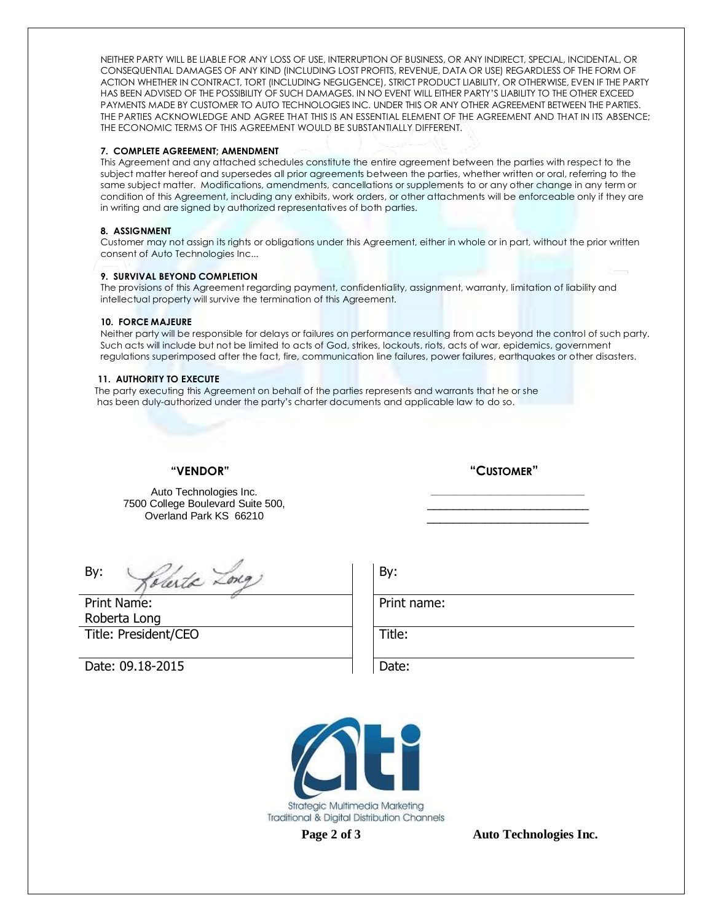NEITHER PARTY WILL BE LIABLE FOR ANY LOSS OF USE, INTERRUPTION OF BUSINESS, OR ANY INDIRECT, SPECIAL, INCIDENTAL, OR CONSEQUENTIAL DAMAGES OF ANY KIND (INCLUDING LOST PROFITS, REVENUE, DATA OR USE) REGARDLESS OF THE FORM OF ACTION WHETHER IN CONTRACT, TORT (INCLUDING NEGLIGENCE), STRICT PRODUCT LIABILITY, OR OTHERWISE, EVEN IF THE PARTY HAS BEEN ADVISED OF THE POSSIBILITY OF SUCH DAMAGES. IN NO EVENT WILL EITHER PARTY'S LIABILITY TO THE OTHER EXCEED PAYMENTS MADE BY CUSTOMER TO AUTO TECHNOLOGIES INC. UNDER THIS OR ANY OTHER AGREEMENT BETWEEN THE PARTIES. THE PARTIES ACKNOWLEDGE AND AGREE THAT THIS IS AN ESSENTIAL ELEMENT OF THE AGREEMENT AND THAT IN ITS ABSENCE; THE ECONOMIC TERMS OF THIS AGREEMENT WOULD BE SUBSTANTIALLY DIFFERENT.

**7. COMPLETE AGREEMENT; AMENDMENT**

This Agreement and any attached schedules constitute the entire agreement between the parties with respect to the subject matter hereof and supersedes all prior agreements between the parties, whether written or oral, referring to the same subject matter. Modifications, amendments, cancellations or supplements to or any other change in any term or condition of this Agreement, including any exhibits, work orders, or other attachments will be enforceable only if they are in writing and are signed by authorized representatives of both parties.

**8. ASSIGNMENT**

Customer may not assign its rights or obligations under this Agreement, either in whole or in part, without the prior written consent of Auto Technologies Inc...

**9. SURVIVAL BEYOND COMPLETION**

The provisions of this Agreement regarding payment, confidentiality, assignment, warranty, limitation of liability and intellectual property will survive the termination of this Agreement.

**10. FORCE MAJEURE**

Neither party will be responsible for delays or failures on performance resulting from acts beyond the control of such party. Such acts will include but not be limited to acts of God, strikes, lockouts, riots, acts of war, epidemics, government regulations superimposed after the fact, fire, communication line failures, power failures, earthquakes or other disasters.

**11. AUTHORITY TO EXECUTE**

The party executing this Agreement on behalf of the parties represents and warrants that he or she has been duly-authorized under the party's charter documents and applicable law to do so.

| **"VENDOR"** | **"CUSTOMER"** |
|---|---|
| Auto Technologies Inc.<br>7500 College Boulevard Suite 500,<br>Overland Park KS 66210 | ____________________<br>____________________<br>____________________ |
| By: *[signature]* | By: |
| Print Name: Roberta Long | Print name: |
| Title: President/CEO | Title: |
| Date: 09.18-2015 | Date: |

Strategic Multimedia Marketing
Traditional & Digital Distribution Channels

Auto Technologies Inc.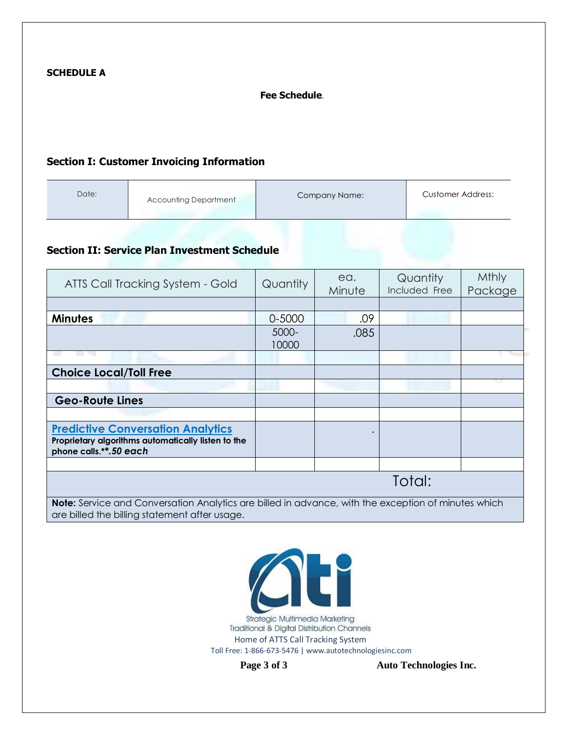**SCHEDULE A**

**Fee Schedule**.

### Section I: Customer Invoicing Information

| Date: | Accounting Department | Company Name: | Customer Address: |
|---|---|---|---|

### Section II: Service Plan Investment Schedule

| ATTS Call Tracking System - Gold | Quantity | ea. Minute | Quantity Included Free | Mthly Package |
|---|---|---|---|---|
| | | | | |
| **Minutes** | 0-5000 | .09 | | |
| | 5000-10000 | .085 | | |
| | | | | |
| **Choice Local/Toll Free** | | | | |
| | | | | |
| **Geo-Route Lines** | | | | |
| | | | | |
| **Predictive Conversation Analytics** **Proprietary algorithms automatically listen to the phone calls.\*\****.50 each*** | | . | | |
| | | | | |
| | | | Total: | |

**Note:** Service and Conversation Analytics are billed in advance, with the exception of minutes which are billed the billing statement after usage.

Strategic Multimedia Marketing
Traditional & Digital Distribution Channels
Home of ATTS Call Tracking System
Toll Free: 1-866-673-5476 | www.autotechnologiesinc.com

**Auto Technologies Inc.**